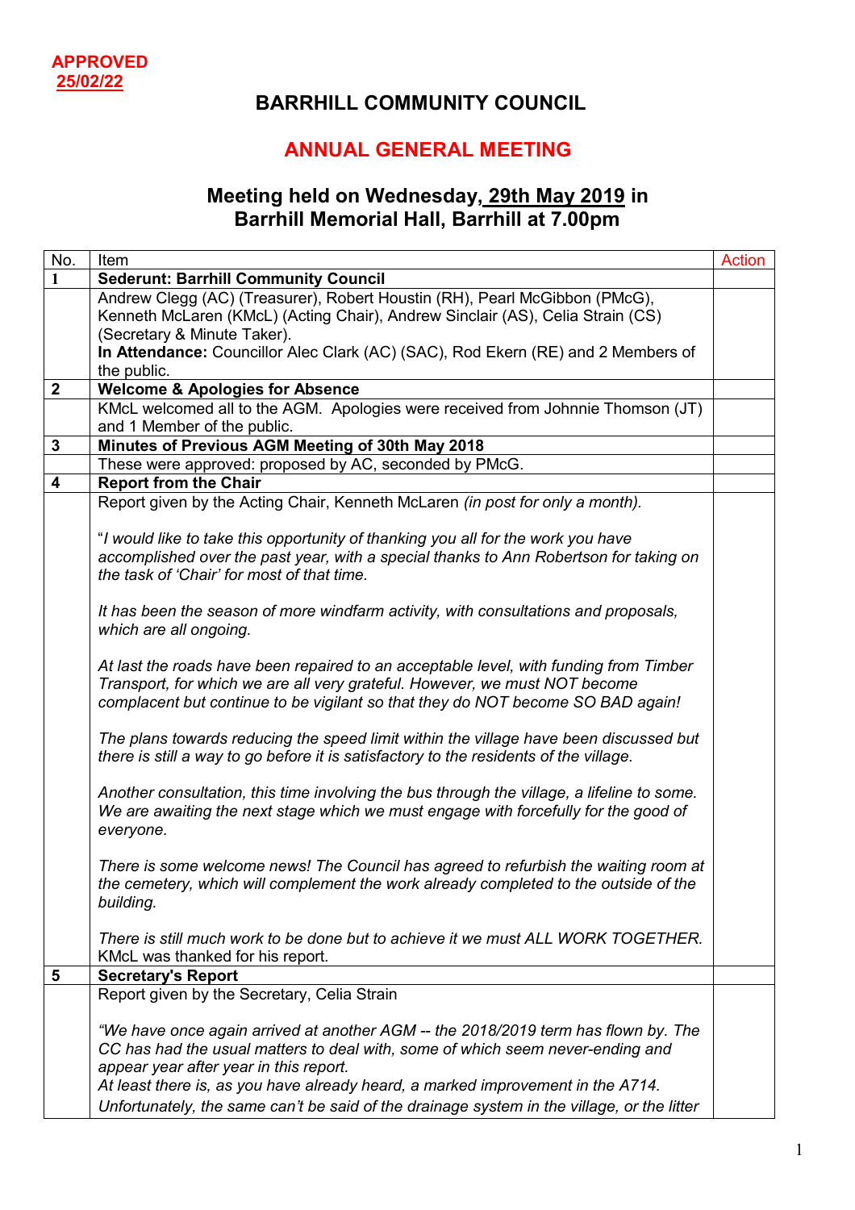**APPROVED**
**25/02/22**

# BARRHILL COMMUNITY COUNCIL

## ANNUAL GENERAL MEETING

### Meeting held on Wednesday, 29th May 2019 in Barrhill Memorial Hall, Barrhill at 7.00pm

| No. | Item | Action |
|---|---|---|
| **1** | **Sederunt: Barrhill Community Council** | |
| | Andrew Clegg (AC) (Treasurer), Robert Houstin (RH), Pearl McGibbon (PMcG), Kenneth McLaren (KMcL) (Acting Chair), Andrew Sinclair (AS), Celia Strain (CS) (Secretary & Minute Taker).<br>**In Attendance:** Councillor Alec Clark (AC) (SAC), Rod Ekern (RE) and 2 Members of the public. | |
| **2** | **Welcome & Apologies for Absence** | |
| | KMcL welcomed all to the AGM. Apologies were received from Johnnie Thomson (JT) and 1 Member of the public. | |
| **3** | **Minutes of Previous AGM Meeting of 30th May 2018** | |
| | These were approved: proposed by AC, seconded by PMcG. | |
| **4** | **Report from the Chair** | |
| | Report given by the Acting Chair, Kenneth McLaren *(in post for only a month).*<br><br>"*I would like to take this opportunity of thanking you all for the work you have accomplished over the past year, with a special thanks to Ann Robertson for taking on the task of 'Chair' for most of that time.*<br><br>*It has been the season of more windfarm activity, with consultations and proposals, which are all ongoing.*<br><br>*At last the roads have been repaired to an acceptable level, with funding from Timber Transport, for which we are all very grateful. However, we must NOT become complacent but continue to be vigilant so that they do NOT become SO BAD again!*<br><br>*The plans towards reducing the speed limit within the village have been discussed but there is still a way to go before it is satisfactory to the residents of the village.*<br><br>*Another consultation, this time involving the bus through the village, a lifeline to some. We are awaiting the next stage which we must engage with forcefully for the good of everyone.*<br><br>*There is some welcome news! The Council has agreed to refurbish the waiting room at the cemetery, which will complement the work already completed to the outside of the building.*<br><br>*There is still much work to be done but to achieve it we must ALL WORK TOGETHER.*<br>KMcL was thanked for his report. | |
| **5** | **Secretary's Report** | |
| | Report given by the Secretary, Celia Strain<br><br>*"We have once again arrived at another AGM -- the 2018/2019 term has flown by. The CC has had the usual matters to deal with, some of which seem never-ending and appear year after year in this report.*<br>*At least there is, as you have already heard, a marked improvement in the A714. Unfortunately, the same can't be said of the drainage system in the village, or the litter* | |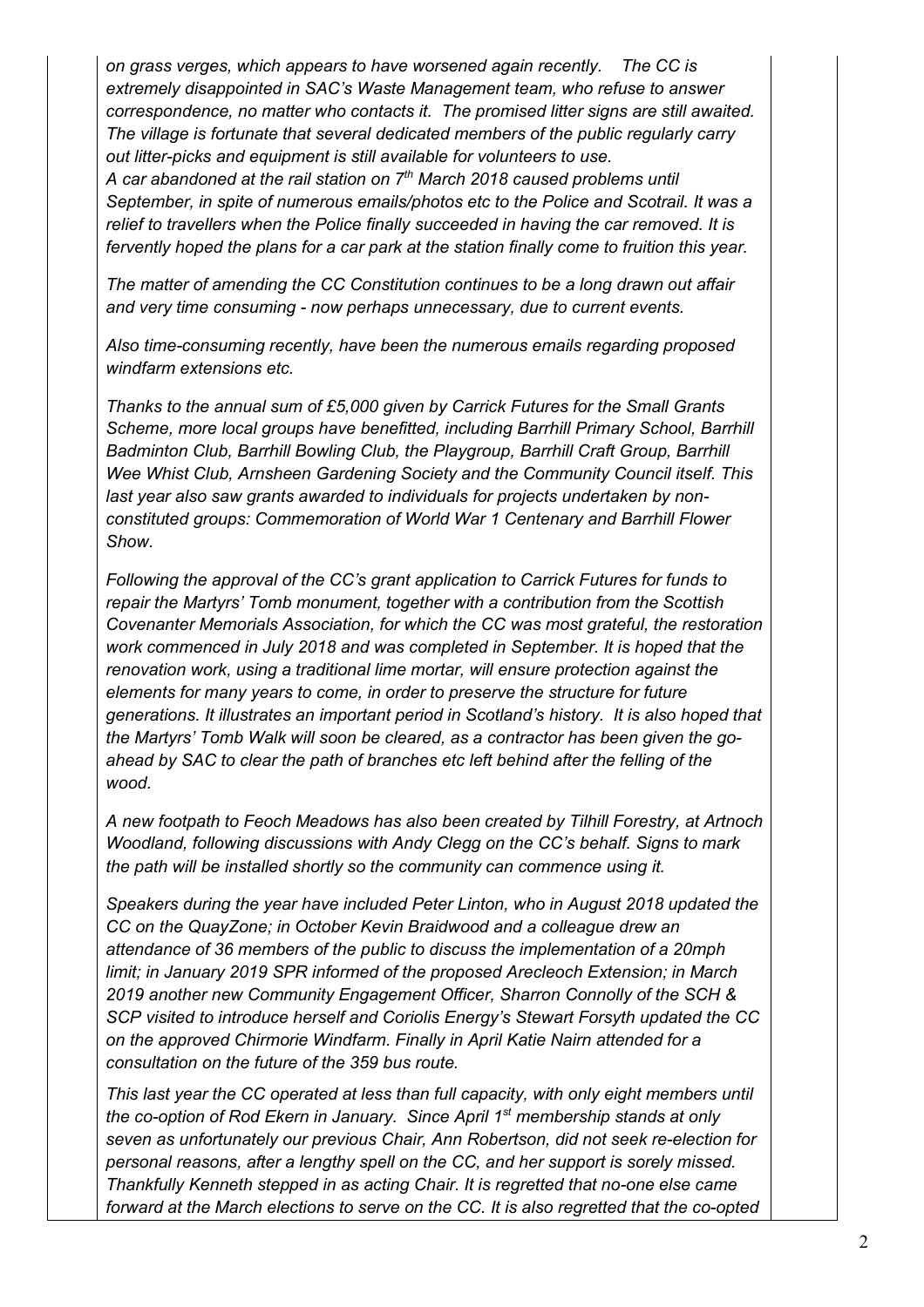*on grass verges, which appears to have worsened again recently. The CC is extremely disappointed in SAC's Waste Management team, who refuse to answer correspondence, no matter who contacts it. The promised litter signs are still awaited. The village is fortunate that several dedicated members of the public regularly carry out litter-picks and equipment is still available for volunteers to use.*
*A car abandoned at the rail station on 7th March 2018 caused problems until September, in spite of numerous emails/photos etc to the Police and Scotrail. It was a relief to travellers when the Police finally succeeded in having the car removed. It is fervently hoped the plans for a car park at the station finally come to fruition this year.*

*The matter of amending the CC Constitution continues to be a long drawn out affair and very time consuming - now perhaps unnecessary, due to current events.*

*Also time-consuming recently, have been the numerous emails regarding proposed windfarm extensions etc.*

*Thanks to the annual sum of £5,000 given by Carrick Futures for the Small Grants Scheme, more local groups have benefitted, including Barrhill Primary School, Barrhill Badminton Club, Barrhill Bowling Club, the Playgroup, Barrhill Craft Group, Barrhill Wee Whist Club, Arnsheen Gardening Society and the Community Council itself. This last year also saw grants awarded to individuals for projects undertaken by non-constituted groups: Commemoration of World War 1 Centenary and Barrhill Flower Show.*

*Following the approval of the CC's grant application to Carrick Futures for funds to repair the Martyrs' Tomb monument, together with a contribution from the Scottish Covenanter Memorials Association, for which the CC was most grateful, the restoration work commenced in July 2018 and was completed in September. It is hoped that the renovation work, using a traditional lime mortar, will ensure protection against the elements for many years to come, in order to preserve the structure for future generations. It illustrates an important period in Scotland's history. It is also hoped that the Martyrs' Tomb Walk will soon be cleared, as a contractor has been given the go-ahead by SAC to clear the path of branches etc left behind after the felling of the wood.*

*A new footpath to Feoch Meadows has also been created by Tilhill Forestry, at Artnoch Woodland, following discussions with Andy Clegg on the CC's behalf. Signs to mark the path will be installed shortly so the community can commence using it.*

*Speakers during the year have included Peter Linton, who in August 2018 updated the CC on the QuayZone; in October Kevin Braidwood and a colleague drew an attendance of 36 members of the public to discuss the implementation of a 20mph limit; in January 2019 SPR informed of the proposed Arecleoch Extension; in March 2019 another new Community Engagement Officer, Sharron Connolly of the SCH & SCP visited to introduce herself and Coriolis Energy's Stewart Forsyth updated the CC on the approved Chirmorie Windfarm. Finally in April Katie Nairn attended for a consultation on the future of the 359 bus route.*

*This last year the CC operated at less than full capacity, with only eight members until the co-option of Rod Ekern in January. Since April 1st membership stands at only seven as unfortunately our previous Chair, Ann Robertson, did not seek re-election for personal reasons, after a lengthy spell on the CC, and her support is sorely missed. Thankfully Kenneth stepped in as acting Chair. It is regretted that no-one else came forward at the March elections to serve on the CC. It is also regretted that the co-opted*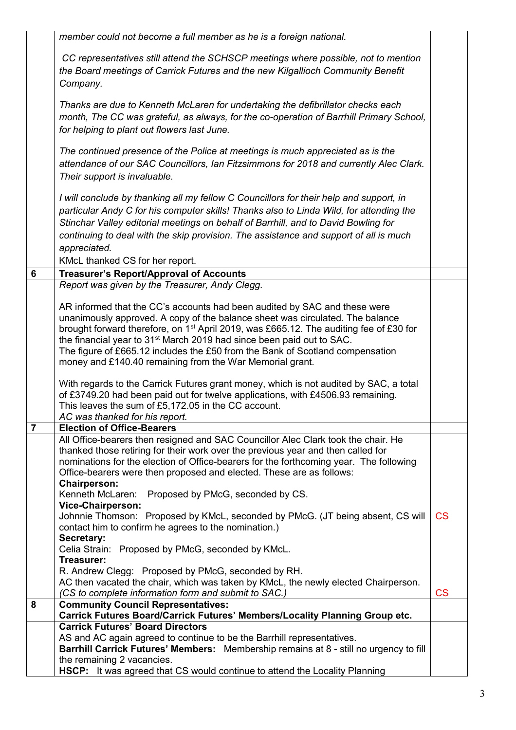| | | |
|---|---|---|
| | *member could not become a full member as he is a foreign national.*<br><br>*CC representatives still attend the SCHSCP meetings where possible, not to mention the Board meetings of Carrick Futures and the new Kilgallioch Community Benefit Company.*<br><br>*Thanks are due to Kenneth McLaren for undertaking the defibrillator checks each month, The CC was grateful, as always, for the co-operation of Barrhill Primary School, for helping to plant out flowers last June.*<br><br>*The continued presence of the Police at meetings is much appreciated as is the attendance of our SAC Councillors, Ian Fitzsimmons for 2018 and currently Alec Clark. Their support is invaluable.*<br><br>*I will conclude by thanking all my fellow C Councillors for their help and support, in particular Andy C for his computer skills! Thanks also to Linda Wild, for attending the Stinchar Valley editorial meetings on behalf of Barrhill, and to David Bowling for continuing to deal with the skip provision. The assistance and support of all is much appreciated.*<br>KMcL thanked CS for her report. | |
| **6** | **Treasurer's Report/Approval of Accounts** | |
| | *Report was given by the Treasurer, Andy Clegg.*<br><br>AR informed that the CC's accounts had been audited by SAC and these were unanimously approved. A copy of the balance sheet was circulated. The balance brought forward therefore, on 1st April 2019, was £665.12. The auditing fee of £30 for the financial year to 31st March 2019 had since been paid out to SAC.<br>The figure of £665.12 includes the £50 from the Bank of Scotland compensation money and £140.40 remaining from the War Memorial grant.<br><br>With regards to the Carrick Futures grant money, which is not audited by SAC, a total of £3749.20 had been paid out for twelve applications, with £4506.93 remaining.<br>This leaves the sum of £5,172.05 in the CC account.<br>*AC was thanked for his report.* | |
| **7** | **Election of Office-Bearers** | |
| | All Office-bearers then resigned and SAC Councillor Alec Clark took the chair. He thanked those retiring for their work over the previous year and then called for nominations for the election of Office-bearers for the forthcoming year. The following Office-bearers were then proposed and elected. These are as follows:<br>**Chairperson:**<br>Kenneth McLaren: Proposed by PMcG, seconded by CS.<br>**Vice-Chairperson:**<br>Johnnie Thomson: Proposed by KMcL, seconded by PMcG. (JT being absent, CS will contact him to confirm he agrees to the nomination.)<br>**Secretary:**<br>Celia Strain: Proposed by PMcG, seconded by KMcL.<br>**Treasurer:**<br>R. Andrew Clegg: Proposed by PMcG, seconded by RH.<br>AC then vacated the chair, which was taken by KMcL, the newly elected Chairperson.<br>*(CS to complete information form and submit to SAC.)* | CS<br><br><br><br><br><br><br>CS |
| **8** | **Community Council Representatives:**<br>**Carrick Futures Board/Carrick Futures' Members/Locality Planning Group etc.** | |
| | **Carrick Futures' Board Directors**<br>AS and AC again agreed to continue to be the Barrhill representatives.<br>**Barrhill Carrick Futures' Members:** Membership remains at 8 - still no urgency to fill the remaining 2 vacancies.<br>**HSCP:** It was agreed that CS would continue to attend the Locality Planning | |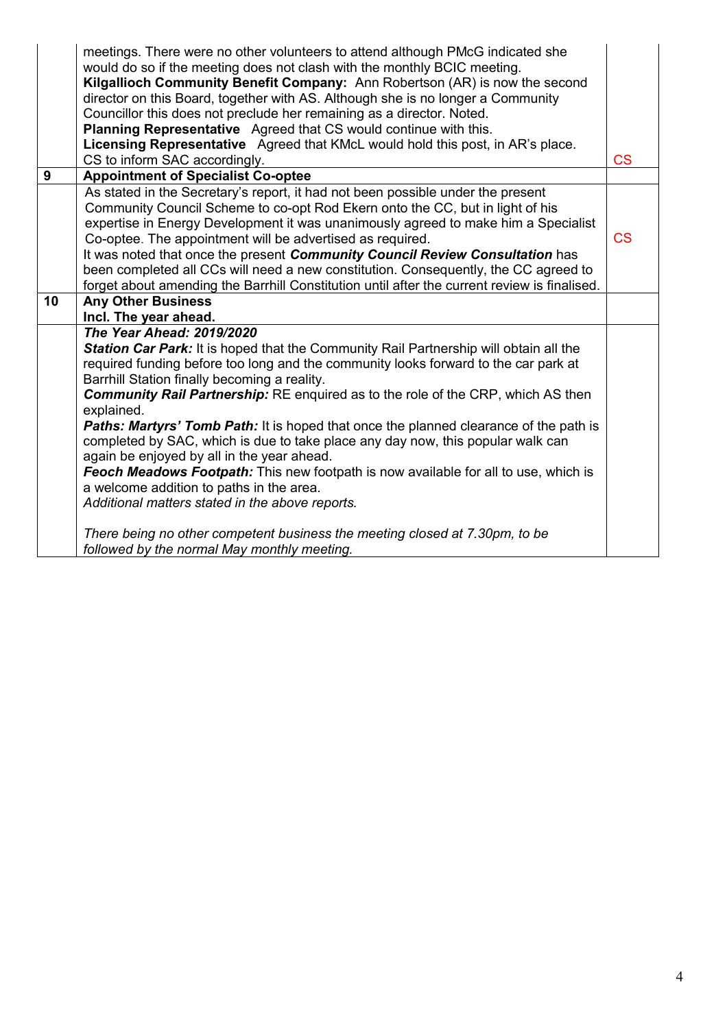| | | |
|---|---|---|
| | meetings. There were no other volunteers to attend although PMcG indicated she would do so if the meeting does not clash with the monthly BCIC meeting.<br>**Kilgallioch Community Benefit Company:** Ann Robertson (AR) is now the second director on this Board, together with AS. Although she is no longer a Community Councillor this does not preclude her remaining as a director. Noted.<br>**Planning Representative** Agreed that CS would continue with this.<br>**Licensing Representative** Agreed that KMcL would hold this post, in AR's place. CS to inform SAC accordingly. | CS |
| **9** | **Appointment of Specialist Co-optee** | |
| | As stated in the Secretary's report, it had not been possible under the present Community Council Scheme to co-opt Rod Ekern onto the CC, but in light of his expertise in Energy Development it was unanimously agreed to make him a Specialist Co-optee. The appointment will be advertised as required.<br>It was noted that once the present ***Community Council Review Consultation*** has been completed all CCs will need a new constitution. Consequently, the CC agreed to forget about amending the Barrhill Constitution until after the current review is finalised. | CS |
| **10** | **Any Other Business**<br>**Incl. The year ahead.** | |
| | ***The Year Ahead: 2019/2020***<br>***Station Car Park:*** It is hoped that the Community Rail Partnership will obtain all the required funding before too long and the community looks forward to the car park at Barrhill Station finally becoming a reality.<br>***Community Rail Partnership:*** RE enquired as to the role of the CRP, which AS then explained.<br>***Paths: Martyrs' Tomb Path:*** It is hoped that once the planned clearance of the path is completed by SAC, which is due to take place any day now, this popular walk can again be enjoyed by all in the year ahead.<br>***Feoch Meadows Footpath:*** This new footpath is now available for all to use, which is a welcome addition to paths in the area.<br>*Additional matters stated in the above reports.*<br><br>*There being no other competent business the meeting closed at 7.30pm, to be followed by the normal May monthly meeting.* | |